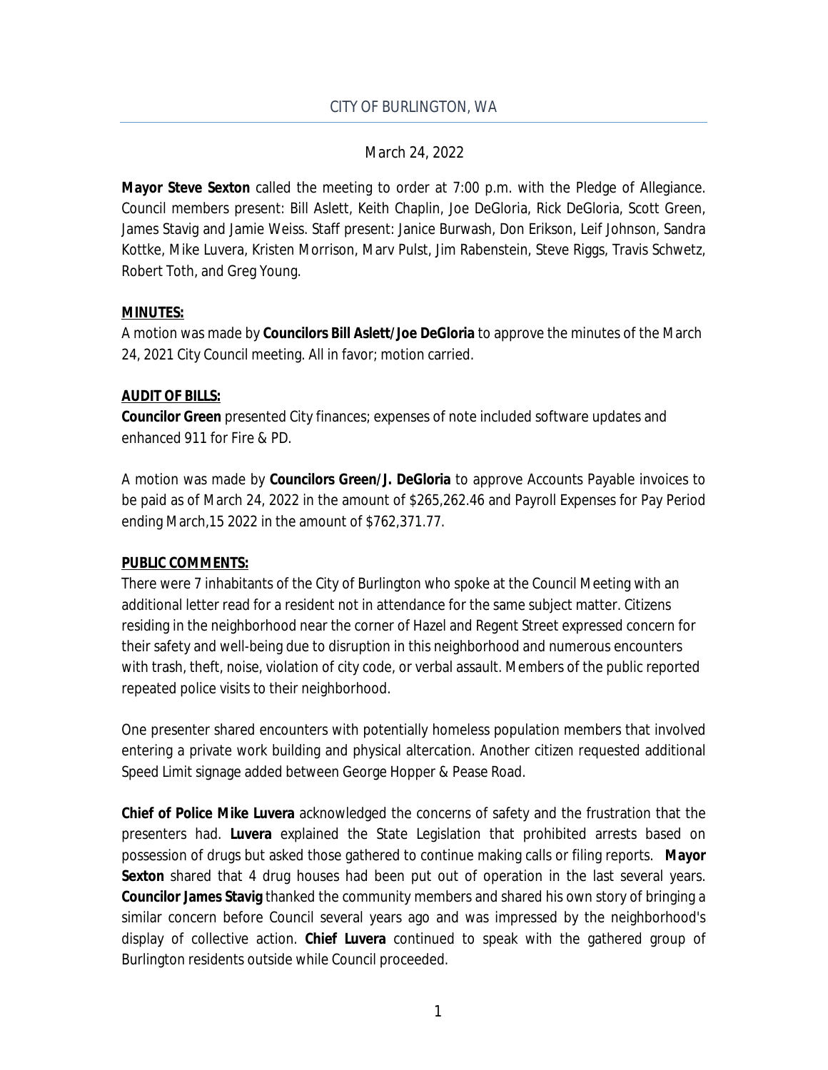# CITY OF BURLINGTON, WA

March 24, 2022

**Mayor Steve Sexton** called the meeting to order at 7:00 p.m. with the Pledge of Allegiance. Council members present: Bill Aslett, Keith Chaplin, Joe DeGloria, Rick DeGloria, Scott Green, James Stavig and Jamie Weiss. Staff present: Janice Burwash, Don Erikson, Leif Johnson, Sandra Kottke, Mike Luvera, Kristen Morrison, Marv Pulst, Jim Rabenstein, Steve Riggs, Travis Schwetz, Robert Toth, and Greg Young.

**MINUTES:**

A motion was made by **Councilors Bill Aslett/Joe DeGloria** to approve the minutes of the March 24, 2021 City Council meeting. All in favor; motion carried.

**AUDIT OF BILLS:**

**Councilor Green** presented City finances; expenses of note included software updates and enhanced 911 for Fire & PD.

A motion was made by **Councilors Green/J. DeGloria** to approve Accounts Payable invoices to be paid as of March 24, 2022 in the amount of $265,262.46 and Payroll Expenses for Pay Period ending March,15 2022 in the amount of $762,371.77.

**PUBLIC COMMENTS:**

There were 7 inhabitants of the City of Burlington who spoke at the Council Meeting with an additional letter read for a resident not in attendance for the same subject matter. Citizens residing in the neighborhood near the corner of Hazel and Regent Street expressed concern for their safety and well-being due to disruption in this neighborhood and numerous encounters with trash, theft, noise, violation of city code, or verbal assault. Members of the public reported repeated police visits to their neighborhood.

One presenter shared encounters with potentially homeless population members that involved entering a private work building and physical altercation. Another citizen requested additional Speed Limit signage added between George Hopper & Pease Road.

**Chief of Police Mike Luvera** acknowledged the concerns of safety and the frustration that the presenters had. **Luvera** explained the State Legislation that prohibited arrests based on possession of drugs but asked those gathered to continue making calls or filing reports. **Mayor Sexton** shared that 4 drug houses had been put out of operation in the last several years. **Councilor James Stavig** thanked the community members and shared his own story of bringing a similar concern before Council several years ago and was impressed by the neighborhood's display of collective action. **Chief Luvera** continued to speak with the gathered group of Burlington residents outside while Council proceeded.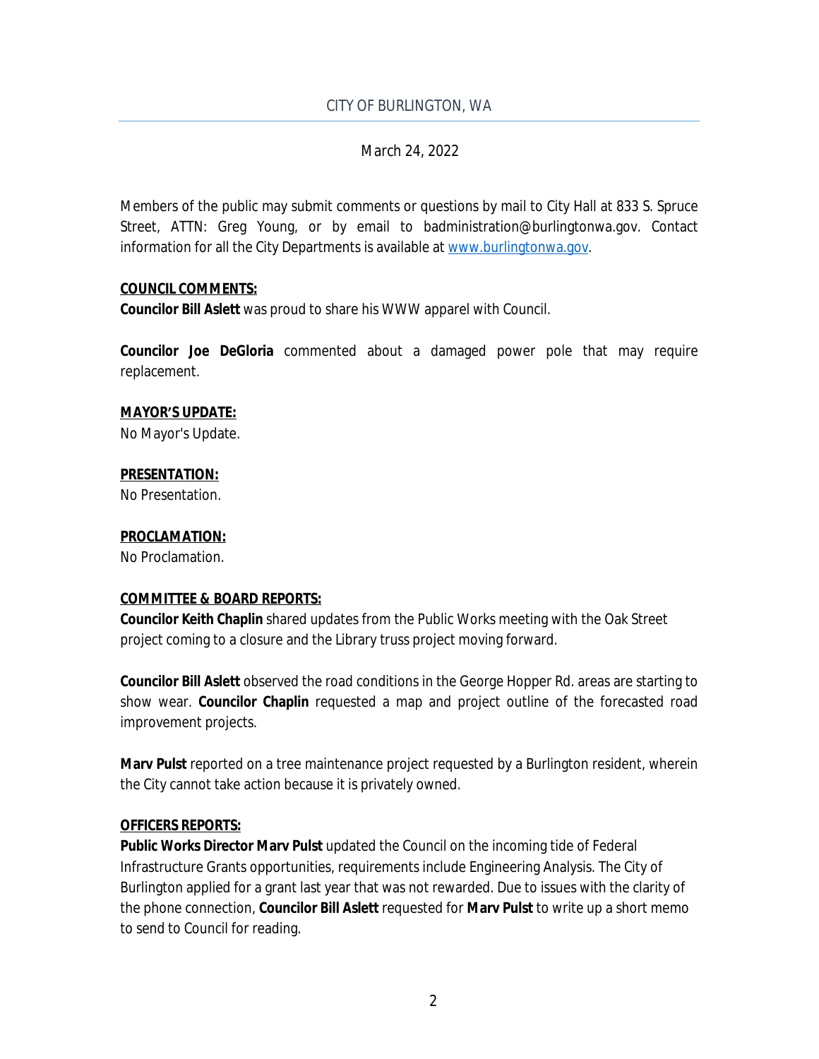March 24, 2022

Members of the public may submit comments or questions by mail to City Hall at 833 S. Spruce Street, ATTN: Greg Young, or by email to badministration@burlingtonwa.gov. Contact information for all the City Departments is available at [www.burlingtonwa.gov](http://www.burlingtonwa.gov).

**COUNCIL COMMENTS:**

**Councilor Bill Aslett** was proud to share his WWW apparel with Council.

**Councilor Joe DeGloria** commented about a damaged power pole that may require replacement.

**MAYOR'S UPDATE:**

No Mayor's Update.

**PRESENTATION:**

No Presentation.

**PROCLAMATION:**

No Proclamation.

**COMMITTEE & BOARD REPORTS:**

**Councilor Keith Chaplin** shared updates from the Public Works meeting with the Oak Street project coming to a closure and the Library truss project moving forward.

**Councilor Bill Aslett** observed the road conditions in the George Hopper Rd. areas are starting to show wear. **Councilor Chaplin** requested a map and project outline of the forecasted road improvement projects.

**Marv Pulst** reported on a tree maintenance project requested by a Burlington resident, wherein the City cannot take action because it is privately owned.

**OFFICERS REPORTS:**

**Public Works Director Marv Pulst** updated the Council on the incoming tide of Federal Infrastructure Grants opportunities, requirements include Engineering Analysis. The City of Burlington applied for a grant last year that was not rewarded. Due to issues with the clarity of the phone connection, **Councilor Bill Aslett** requested for **Marv Pulst** to write up a short memo to send to Council for reading.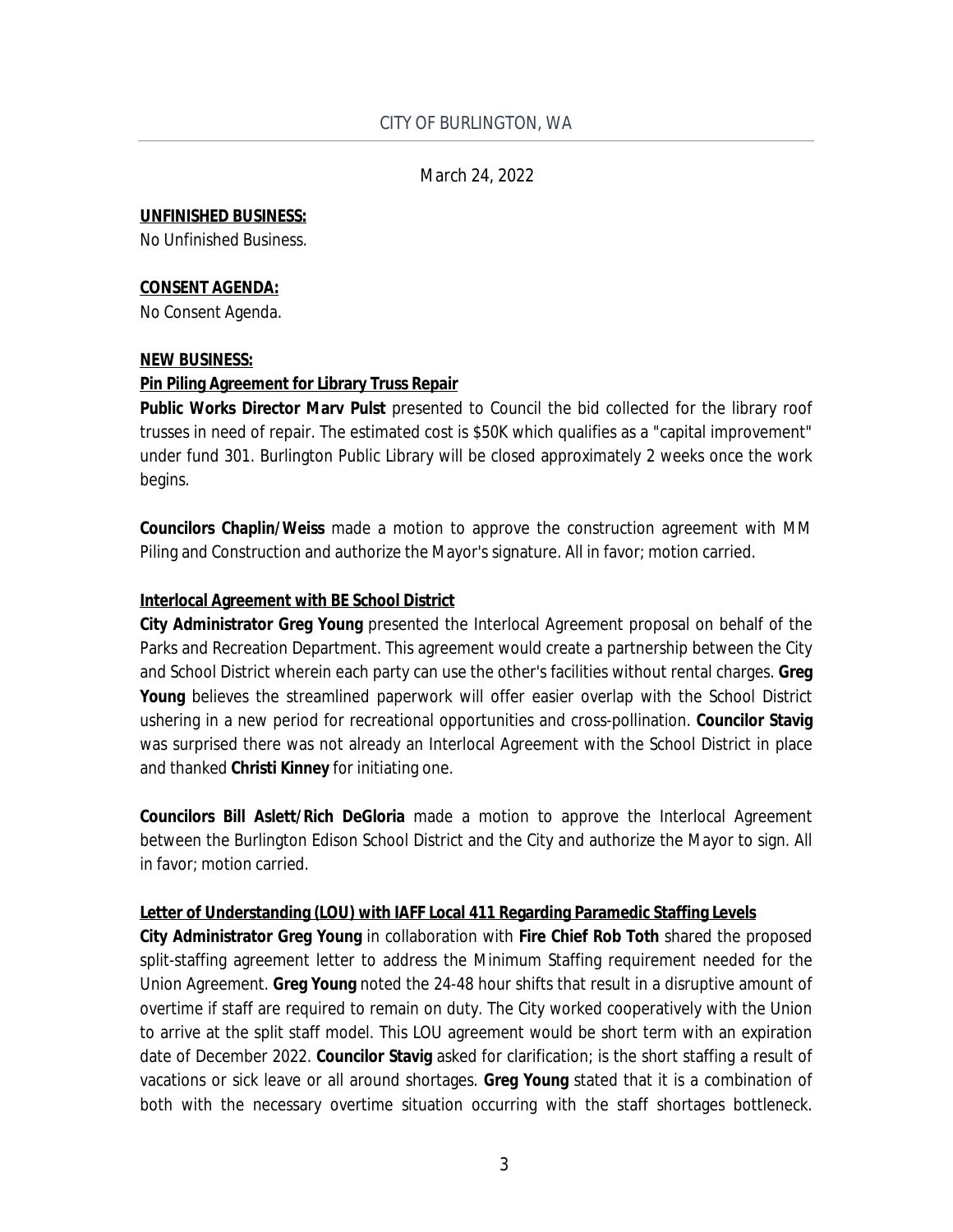March 24, 2022

**UNFINISHED BUSINESS:**
No Unfinished Business.

**CONSENT AGENDA:**
No Consent Agenda.

**NEW BUSINESS:**

**Pin Piling Agreement for Library Truss Repair**

**Public Works Director Marv Pulst** presented to Council the bid collected for the library roof trusses in need of repair. The estimated cost is $50K which qualifies as a "capital improvement" under fund 301. Burlington Public Library will be closed approximately 2 weeks once the work begins.

**Councilors Chaplin/Weiss** made a motion to approve the construction agreement with MM Piling and Construction and authorize the Mayor's signature. All in favor; motion carried.

**Interlocal Agreement with BE School District**

**City Administrator Greg Young** presented the Interlocal Agreement proposal on behalf of the Parks and Recreation Department. This agreement would create a partnership between the City and School District wherein each party can use the other's facilities without rental charges. **Greg Young** believes the streamlined paperwork will offer easier overlap with the School District ushering in a new period for recreational opportunities and cross-pollination. **Councilor Stavig** was surprised there was not already an Interlocal Agreement with the School District in place and thanked **Christi Kinney** for initiating one.

**Councilors Bill Aslett/Rich DeGloria** made a motion to approve the Interlocal Agreement between the Burlington Edison School District and the City and authorize the Mayor to sign. All in favor; motion carried.

**Letter of Understanding (LOU) with IAFF Local 411 Regarding Paramedic Staffing Levels**

**City Administrator Greg Young** in collaboration with **Fire Chief Rob Toth** shared the proposed split-staffing agreement letter to address the Minimum Staffing requirement needed for the Union Agreement. **Greg Young** noted the 24-48 hour shifts that result in a disruptive amount of overtime if staff are required to remain on duty. The City worked cooperatively with the Union to arrive at the split staff model. This LOU agreement would be short term with an expiration date of December 2022. **Councilor Stavig** asked for clarification; is the short staffing a result of vacations or sick leave or all around shortages. **Greg Young** stated that it is a combination of both with the necessary overtime situation occurring with the staff shortages bottleneck.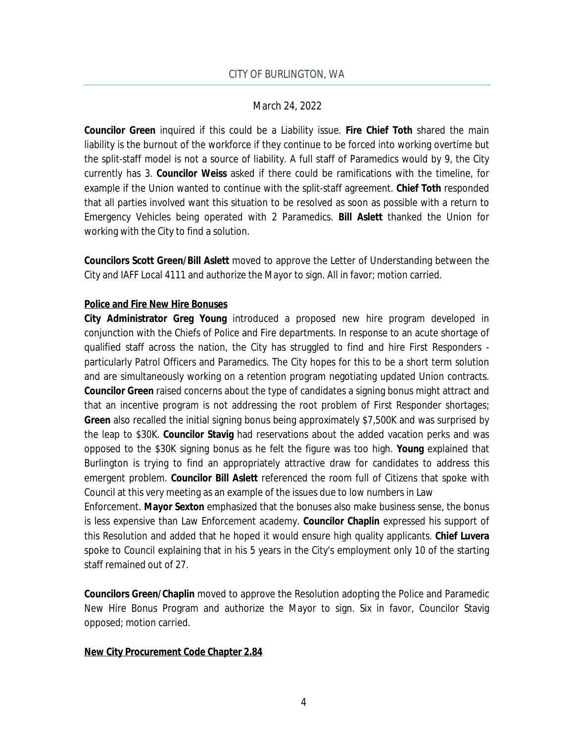March 24, 2022

**Councilor Green** inquired if this could be a Liability issue. **Fire Chief Toth** shared the main liability is the burnout of the workforce if they continue to be forced into working overtime but the split-staff model is not a source of liability. A full staff of Paramedics would by 9, the City currently has 3. **Councilor Weiss** asked if there could be ramifications with the timeline, for example if the Union wanted to continue with the split-staff agreement. **Chief Toth** responded that all parties involved want this situation to be resolved as soon as possible with a return to Emergency Vehicles being operated with 2 Paramedics. **Bill Aslett** thanked the Union for working with the City to find a solution.

**Councilors Scott Green/Bill Aslett** moved to approve the Letter of Understanding between the City and IAFF Local 4111 and authorize the Mayor to sign. All in favor; motion carried.

**Police and Fire New Hire Bonuses**

**City Administrator Greg Young** introduced a proposed new hire program developed in conjunction with the Chiefs of Police and Fire departments. In response to an acute shortage of qualified staff across the nation, the City has struggled to find and hire First Responders - particularly Patrol Officers and Paramedics. The City hopes for this to be a short term solution and are simultaneously working on a retention program negotiating updated Union contracts. **Councilor Green** raised concerns about the type of candidates a signing bonus might attract and that an incentive program is not addressing the root problem of First Responder shortages; **Green** also recalled the initial signing bonus being approximately $7,500K and was surprised by the leap to $30K. **Councilor Stavig** had reservations about the added vacation perks and was opposed to the $30K signing bonus as he felt the figure was too high. **Young** explained that Burlington is trying to find an appropriately attractive draw for candidates to address this emergent problem. **Councilor Bill Aslett** referenced the room full of Citizens that spoke with Council at this very meeting as an example of the issues due to low numbers in Law Enforcement. **Mayor Sexton** emphasized that the bonuses also make business sense, the bonus is less expensive than Law Enforcement academy. **Councilor Chaplin** expressed his support of this Resolution and added that he hoped it would ensure high quality applicants. **Chief Luvera** spoke to Council explaining that in his 5 years in the City's employment only 10 of the starting staff remained out of 27.

**Councilors Green/Chaplin** moved to approve the Resolution adopting the Police and Paramedic New Hire Bonus Program and authorize the Mayor to sign. Six in favor, Councilor Stavig opposed; motion carried.

**New City Procurement Code Chapter 2.84**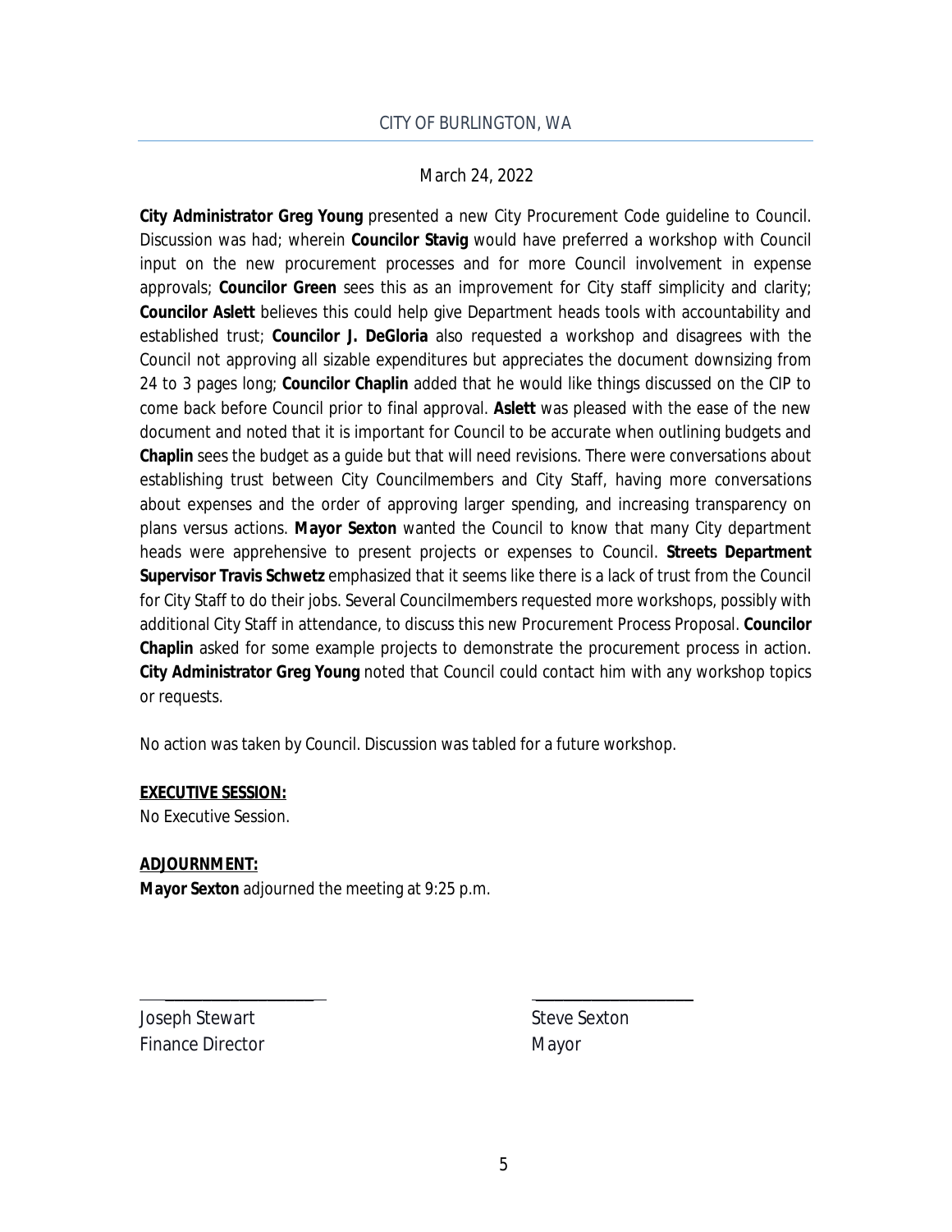March 24, 2022

**City Administrator Greg Young** presented a new City Procurement Code guideline to Council. Discussion was had; wherein **Councilor Stavig** would have preferred a workshop with Council input on the new procurement processes and for more Council involvement in expense approvals; **Councilor Green** sees this as an improvement for City staff simplicity and clarity; **Councilor Aslett** believes this could help give Department heads tools with accountability and established trust; **Councilor J. DeGloria** also requested a workshop and disagrees with the Council not approving all sizable expenditures but appreciates the document downsizing from 24 to 3 pages long; **Councilor Chaplin** added that he would like things discussed on the CIP to come back before Council prior to final approval. **Aslett** was pleased with the ease of the new document and noted that it is important for Council to be accurate when outlining budgets and **Chaplin** sees the budget as a guide but that will need revisions. There were conversations about establishing trust between City Councilmembers and City Staff, having more conversations about expenses and the order of approving larger spending, and increasing transparency on plans versus actions. **Mayor Sexton** wanted the Council to know that many City department heads were apprehensive to present projects or expenses to Council. **Streets Department Supervisor Travis Schwetz** emphasized that it seems like there is a lack of trust from the Council for City Staff to do their jobs. Several Councilmembers requested more workshops, possibly with additional City Staff in attendance, to discuss this new Procurement Process Proposal. **Councilor Chaplin** asked for some example projects to demonstrate the procurement process in action. **City Administrator Greg Young** noted that Council could contact him with any workshop topics or requests.

No action was taken by Council. Discussion was tabled for a future workshop.

**EXECUTIVE SESSION:**

No Executive Session.

**ADJOURNMENT:**

**Mayor Sexton** adjourned the meeting at 9:25 p.m.

\_\_\_\_\_\_\_\_\_\_\_\_\_\_\_\_\_\_\_\_ \_\_\_\_\_\_\_\_\_\_\_\_\_\_\_\_\_\_\_\_

Joseph Stewart
Finance Director

Steve Sexton
Mayor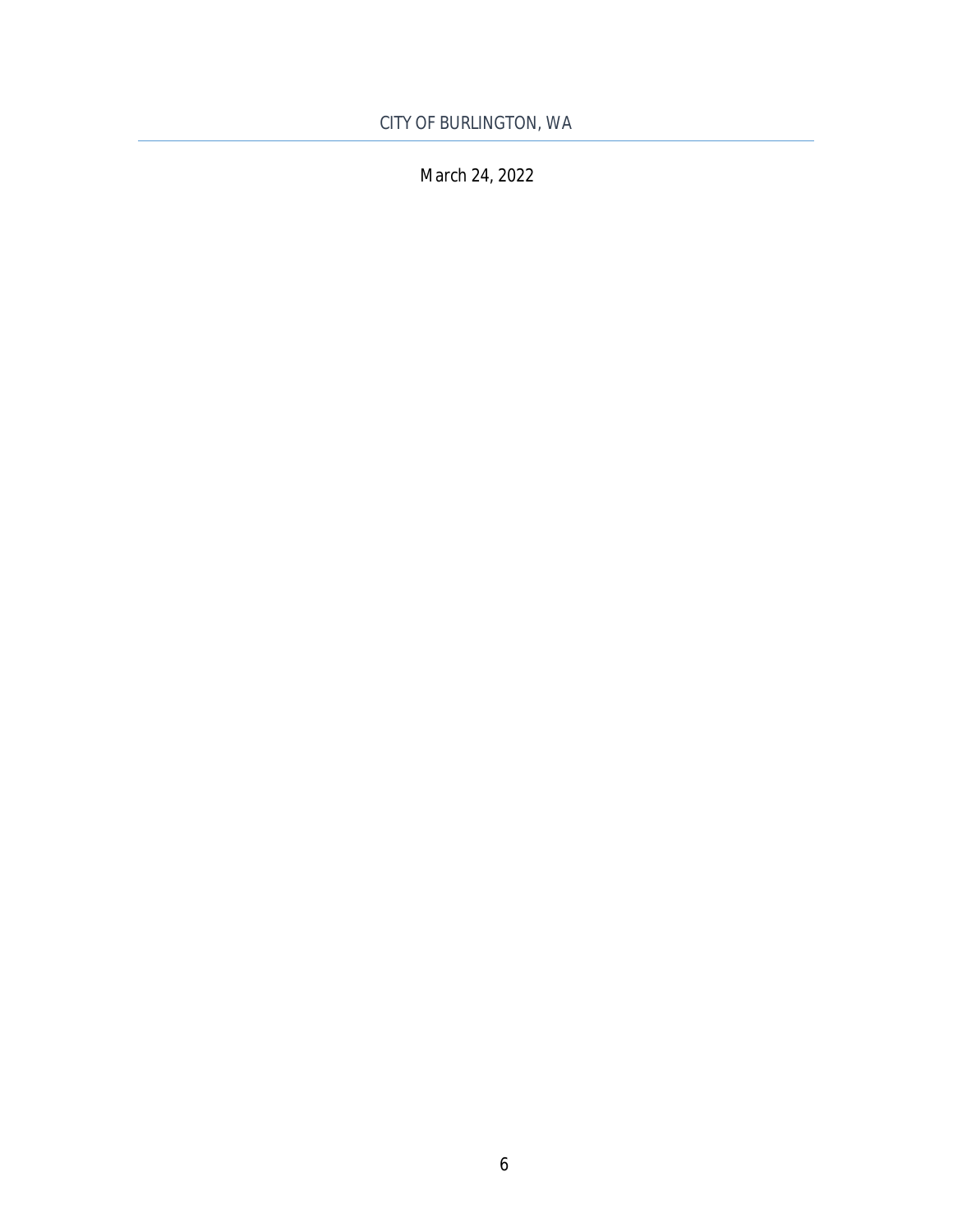March 24, 2022